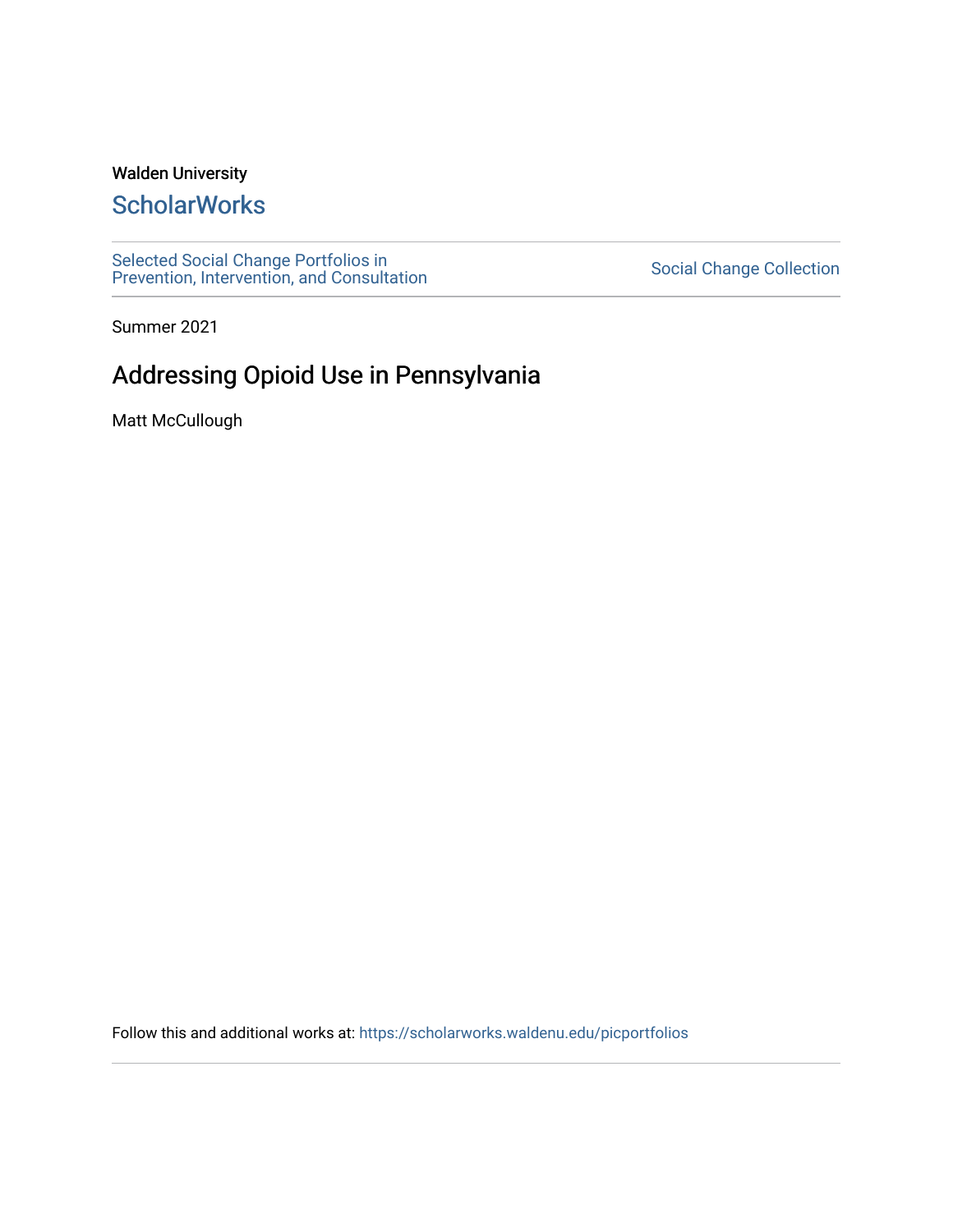Walden University

# ScholarWorks

Selected Social Change Portfolios in Prevention, Intervention, and Consultation

Social Change Collection

Summer 2021

## Addressing Opioid Use in Pennsylvania

Matt McCullough

Follow this and additional works at: https://scholarworks.waldenu.edu/picportfolios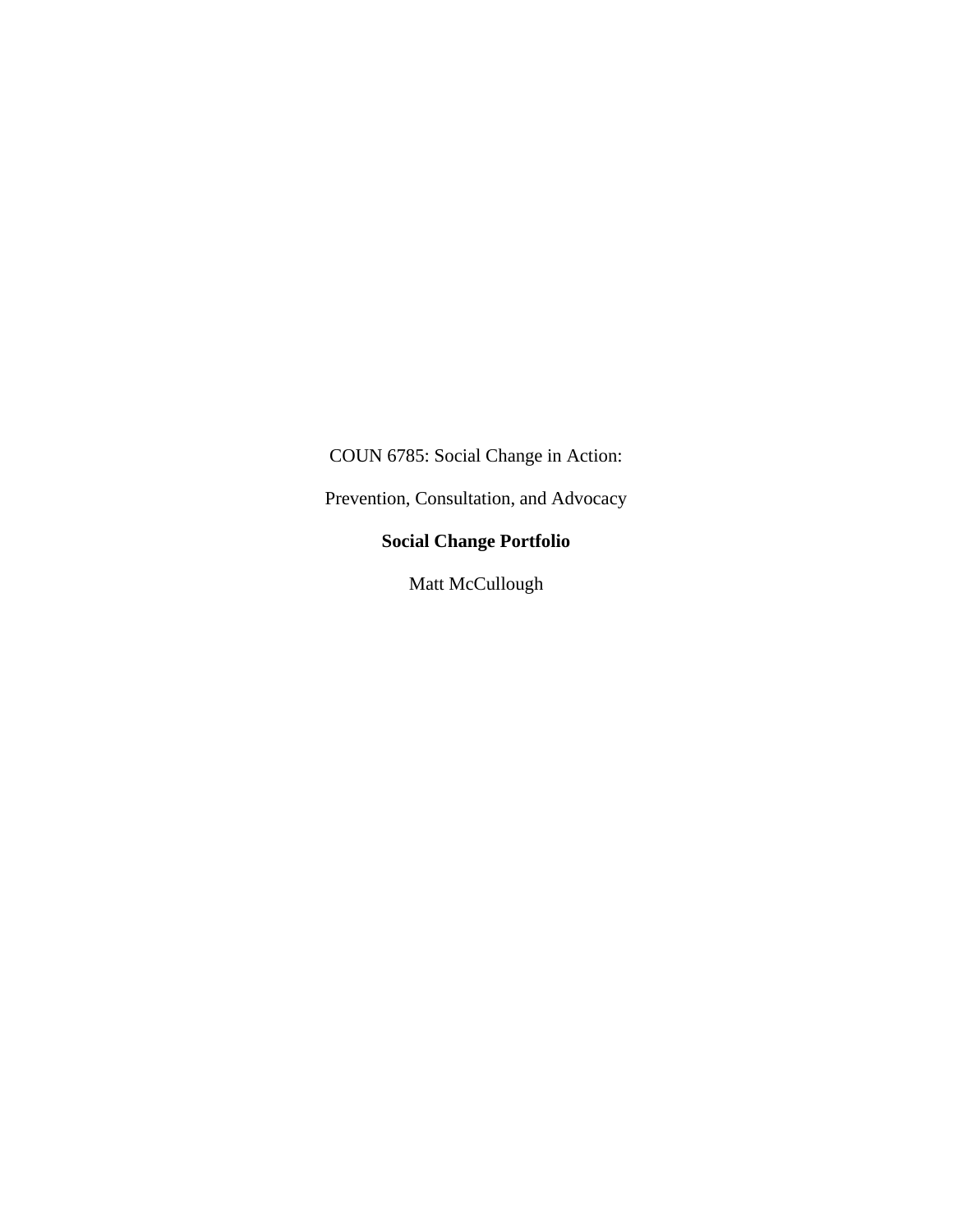COUN 6785: Social Change in Action:

Prevention, Consultation, and Advocacy

**Social Change Portfolio**

Matt McCullough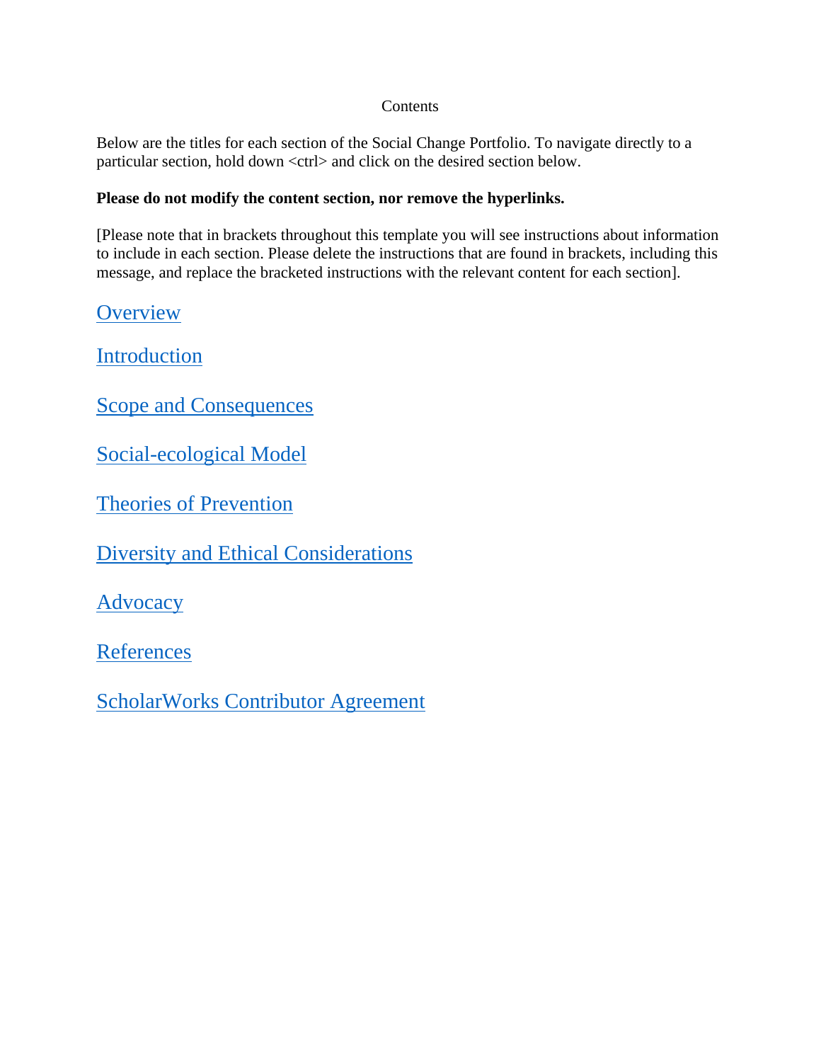Contents

Below are the titles for each section of the Social Change Portfolio. To navigate directly to a particular section, hold down <ctrl> and click on the desired section below.

**Please do not modify the content section, nor remove the hyperlinks.**

[Please note that in brackets throughout this template you will see instructions about information to include in each section. Please delete the instructions that are found in brackets, including this message, and replace the bracketed instructions with the relevant content for each section].

Overview

Introduction

Scope and Consequences

Social-ecological Model

Theories of Prevention

Diversity and Ethical Considerations

Advocacy

References

ScholarWorks Contributor Agreement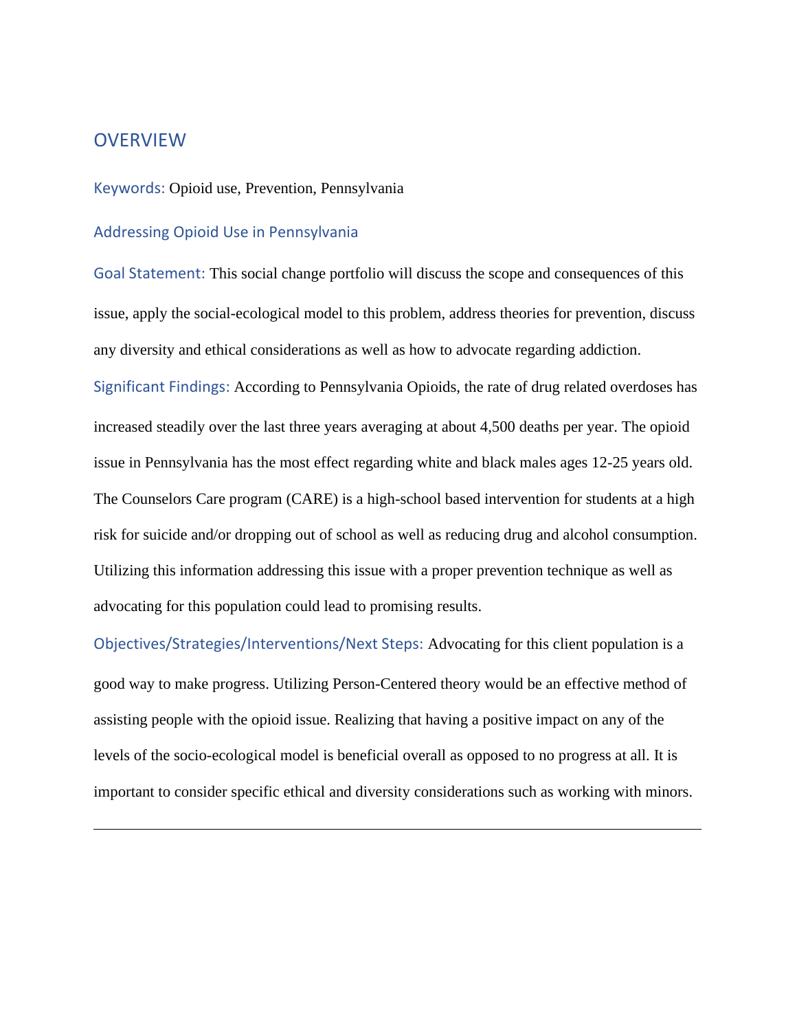## OVERVIEW

**Keywords:** Opioid use, Prevention, Pennsylvania

### Addressing Opioid Use in Pennsylvania

**Goal Statement:** This social change portfolio will discuss the scope and consequences of this issue, apply the social-ecological model to this problem, address theories for prevention, discuss any diversity and ethical considerations as well as how to advocate regarding addiction.

**Significant Findings:** According to Pennsylvania Opioids, the rate of drug related overdoses has increased steadily over the last three years averaging at about 4,500 deaths per year. The opioid issue in Pennsylvania has the most effect regarding white and black males ages 12-25 years old. The Counselors Care program (CARE) is a high-school based intervention for students at a high risk for suicide and/or dropping out of school as well as reducing drug and alcohol consumption. Utilizing this information addressing this issue with a proper prevention technique as well as advocating for this population could lead to promising results.

**Objectives/Strategies/Interventions/Next Steps:** Advocating for this client population is a good way to make progress. Utilizing Person-Centered theory would be an effective method of assisting people with the opioid issue. Realizing that having a positive impact on any of the levels of the socio-ecological model is beneficial overall as opposed to no progress at all. It is important to consider specific ethical and diversity considerations such as working with minors.

---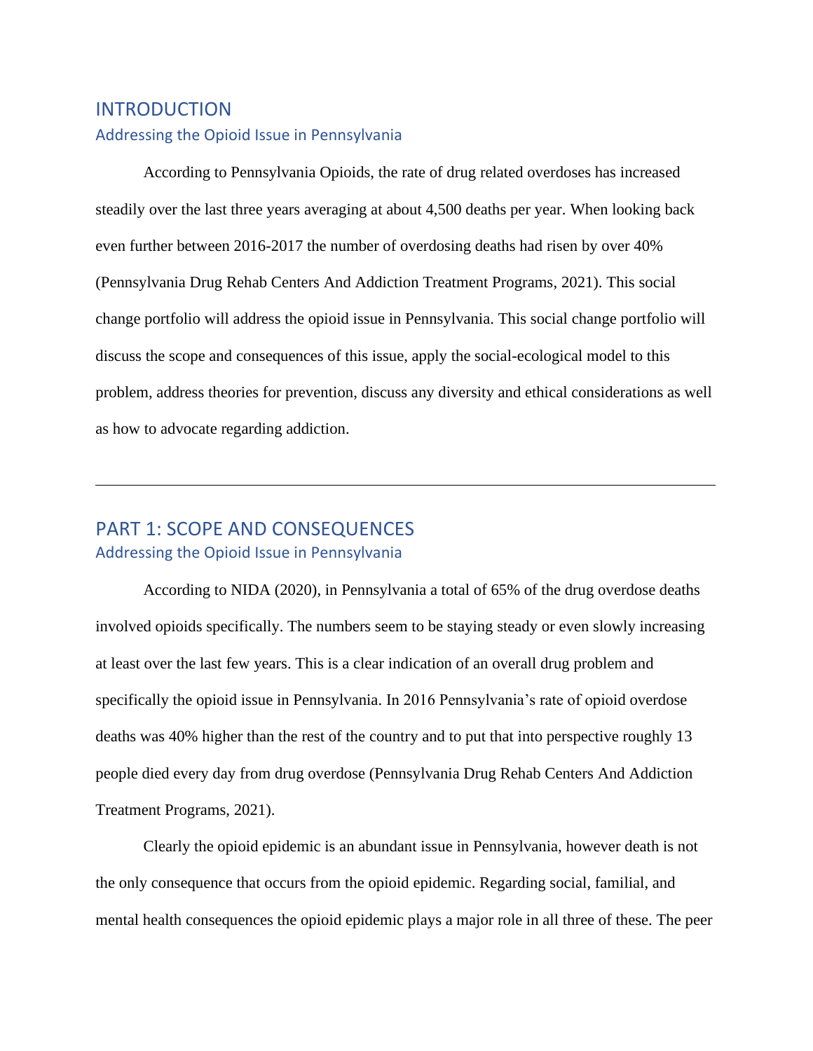# INTRODUCTION

## Addressing the Opioid Issue in Pennsylvania

According to Pennsylvania Opioids, the rate of drug related overdoses has increased steadily over the last three years averaging at about 4,500 deaths per year. When looking back even further between 2016-2017 the number of overdosing deaths had risen by over 40% (Pennsylvania Drug Rehab Centers And Addiction Treatment Programs, 2021). This social change portfolio will address the opioid issue in Pennsylvania. This social change portfolio will discuss the scope and consequences of this issue, apply the social-ecological model to this problem, address theories for prevention, discuss any diversity and ethical considerations as well as how to advocate regarding addiction.

---

# PART 1: SCOPE AND CONSEQUENCES

## Addressing the Opioid Issue in Pennsylvania

According to NIDA (2020), in Pennsylvania a total of 65% of the drug overdose deaths involved opioids specifically. The numbers seem to be staying steady or even slowly increasing at least over the last few years. This is a clear indication of an overall drug problem and specifically the opioid issue in Pennsylvania. In 2016 Pennsylvania's rate of opioid overdose deaths was 40% higher than the rest of the country and to put that into perspective roughly 13 people died every day from drug overdose (Pennsylvania Drug Rehab Centers And Addiction Treatment Programs, 2021).

Clearly the opioid epidemic is an abundant issue in Pennsylvania, however death is not the only consequence that occurs from the opioid epidemic. Regarding social, familial, and mental health consequences the opioid epidemic plays a major role in all three of these. The peer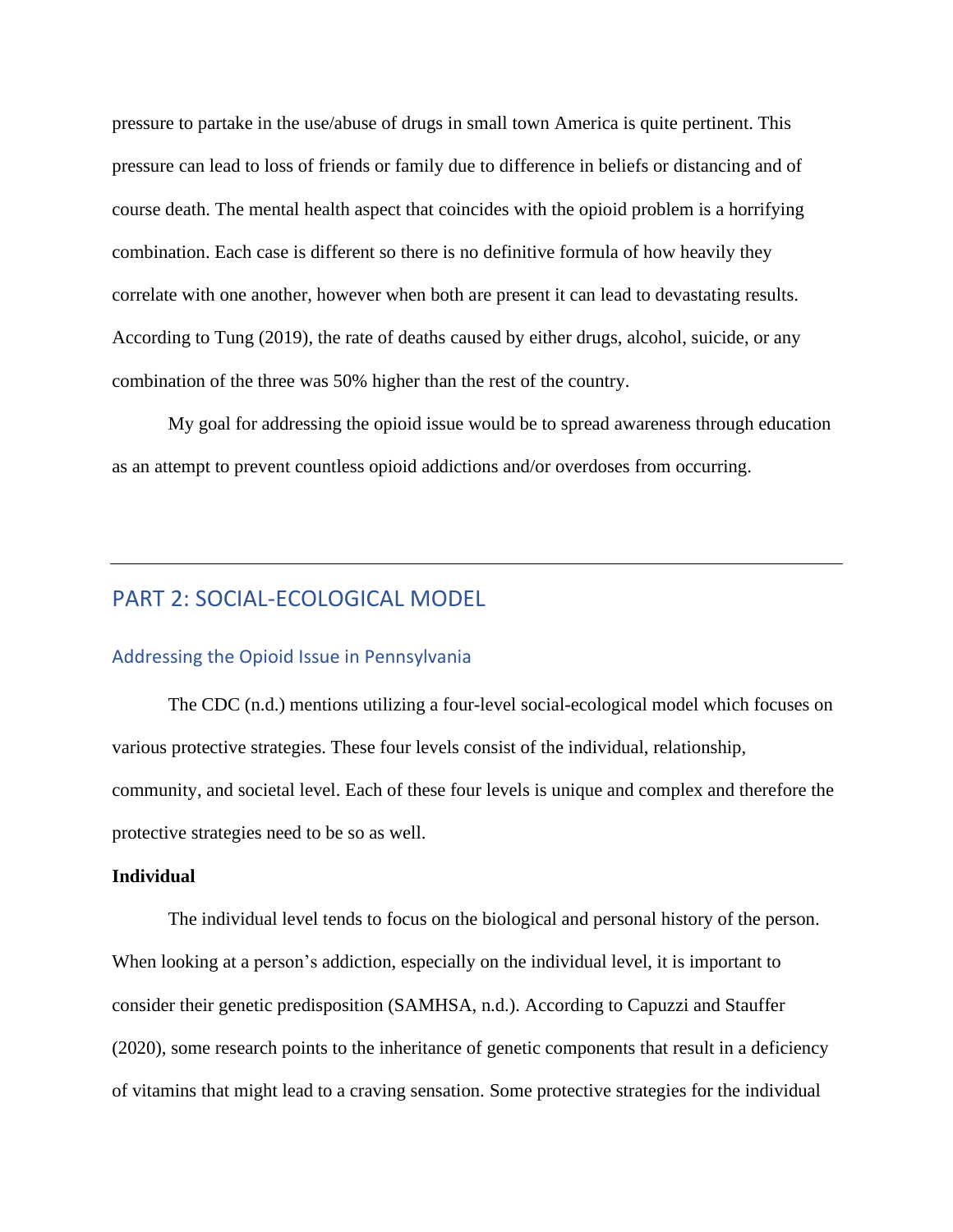pressure to partake in the use/abuse of drugs in small town America is quite pertinent. This pressure can lead to loss of friends or family due to difference in beliefs or distancing and of course death. The mental health aspect that coincides with the opioid problem is a horrifying combination. Each case is different so there is no definitive formula of how heavily they correlate with one another, however when both are present it can lead to devastating results. According to Tung (2019), the rate of deaths caused by either drugs, alcohol, suicide, or any combination of the three was 50% higher than the rest of the country.

My goal for addressing the opioid issue would be to spread awareness through education as an attempt to prevent countless opioid addictions and/or overdoses from occurring.

---

## PART 2: SOCIAL-ECOLOGICAL MODEL

### Addressing the Opioid Issue in Pennsylvania

The CDC (n.d.) mentions utilizing a four-level social-ecological model which focuses on various protective strategies. These four levels consist of the individual, relationship, community, and societal level. Each of these four levels is unique and complex and therefore the protective strategies need to be so as well.

**Individual**

The individual level tends to focus on the biological and personal history of the person. When looking at a person's addiction, especially on the individual level, it is important to consider their genetic predisposition (SAMHSA, n.d.). According to Capuzzi and Stauffer (2020), some research points to the inheritance of genetic components that result in a deficiency of vitamins that might lead to a craving sensation. Some protective strategies for the individual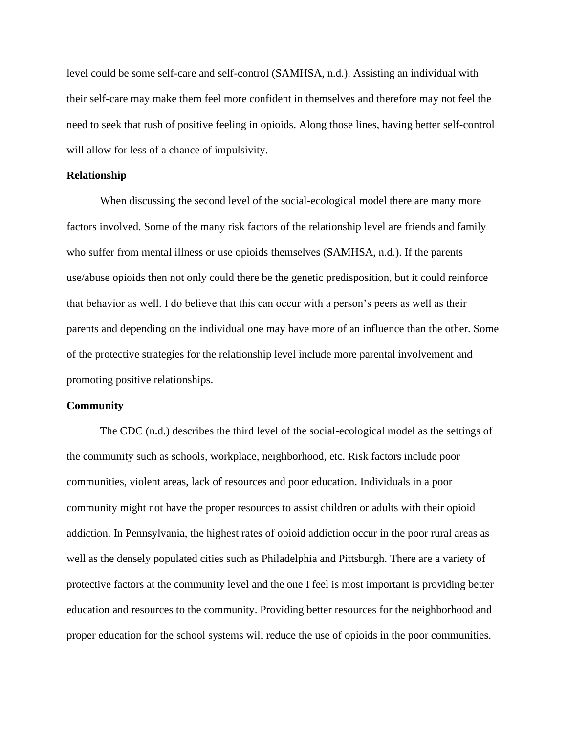level could be some self-care and self-control (SAMHSA, n.d.). Assisting an individual with their self-care may make them feel more confident in themselves and therefore may not feel the need to seek that rush of positive feeling in opioids. Along those lines, having better self-control will allow for less of a chance of impulsivity.

**Relationship**

When discussing the second level of the social-ecological model there are many more factors involved. Some of the many risk factors of the relationship level are friends and family who suffer from mental illness or use opioids themselves (SAMHSA, n.d.). If the parents use/abuse opioids then not only could there be the genetic predisposition, but it could reinforce that behavior as well. I do believe that this can occur with a person's peers as well as their parents and depending on the individual one may have more of an influence than the other. Some of the protective strategies for the relationship level include more parental involvement and promoting positive relationships.

**Community**

The CDC (n.d.) describes the third level of the social-ecological model as the settings of the community such as schools, workplace, neighborhood, etc. Risk factors include poor communities, violent areas, lack of resources and poor education. Individuals in a poor community might not have the proper resources to assist children or adults with their opioid addiction. In Pennsylvania, the highest rates of opioid addiction occur in the poor rural areas as well as the densely populated cities such as Philadelphia and Pittsburgh. There are a variety of protective factors at the community level and the one I feel is most important is providing better education and resources to the community. Providing better resources for the neighborhood and proper education for the school systems will reduce the use of opioids in the poor communities.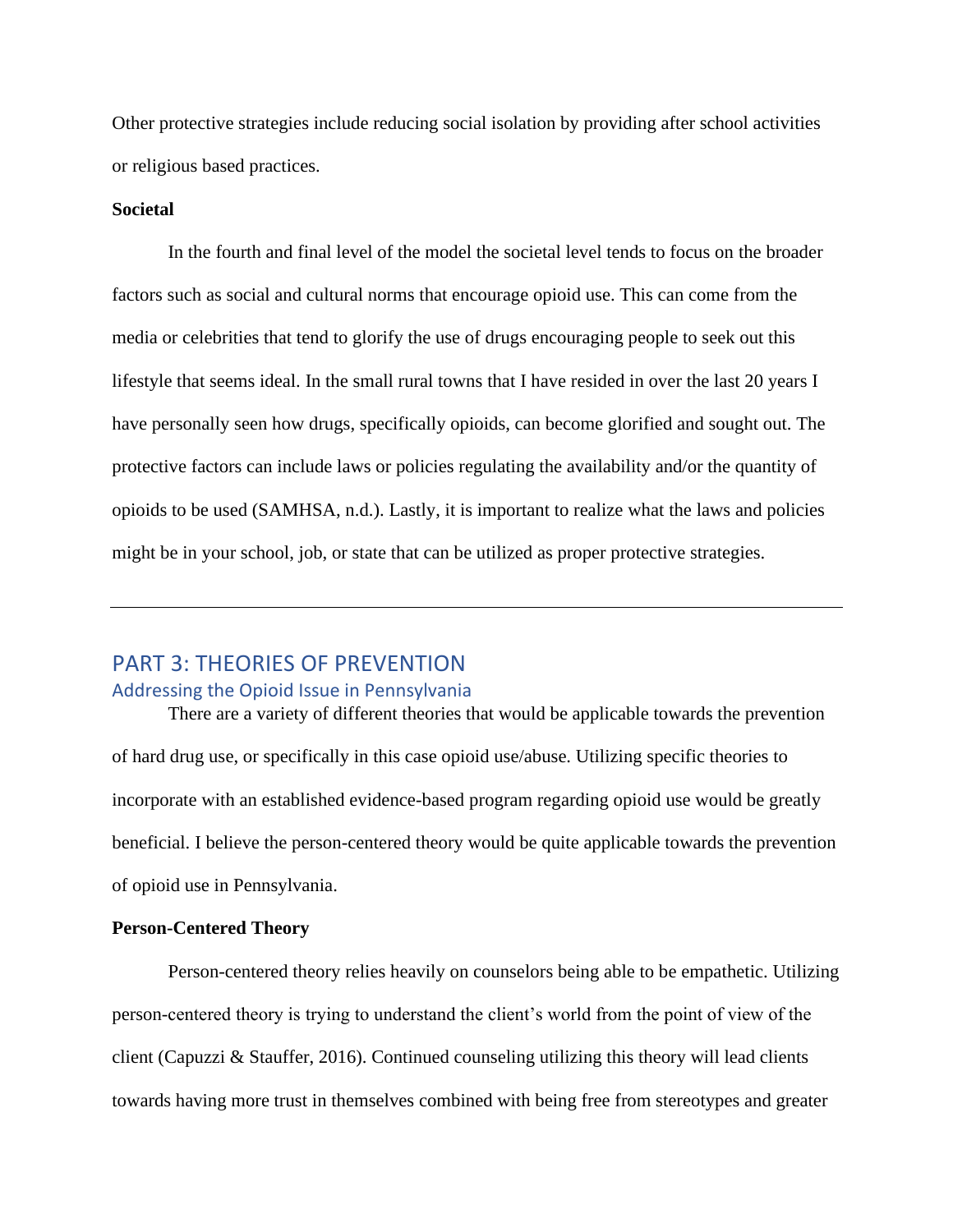Other protective strategies include reducing social isolation by providing after school activities or religious based practices.

**Societal**

In the fourth and final level of the model the societal level tends to focus on the broader factors such as social and cultural norms that encourage opioid use. This can come from the media or celebrities that tend to glorify the use of drugs encouraging people to seek out this lifestyle that seems ideal. In the small rural towns that I have resided in over the last 20 years I have personally seen how drugs, specifically opioids, can become glorified and sought out. The protective factors can include laws or policies regulating the availability and/or the quantity of opioids to be used (SAMHSA, n.d.). Lastly, it is important to realize what the laws and policies might be in your school, job, or state that can be utilized as proper protective strategies.

---

# PART 3: THEORIES OF PREVENTION

## Addressing the Opioid Issue in Pennsylvania

There are a variety of different theories that would be applicable towards the prevention of hard drug use, or specifically in this case opioid use/abuse. Utilizing specific theories to incorporate with an established evidence-based program regarding opioid use would be greatly beneficial. I believe the person-centered theory would be quite applicable towards the prevention of opioid use in Pennsylvania.

**Person-Centered Theory**

Person-centered theory relies heavily on counselors being able to be empathetic. Utilizing person-centered theory is trying to understand the client's world from the point of view of the client (Capuzzi & Stauffer, 2016). Continued counseling utilizing this theory will lead clients towards having more trust in themselves combined with being free from stereotypes and greater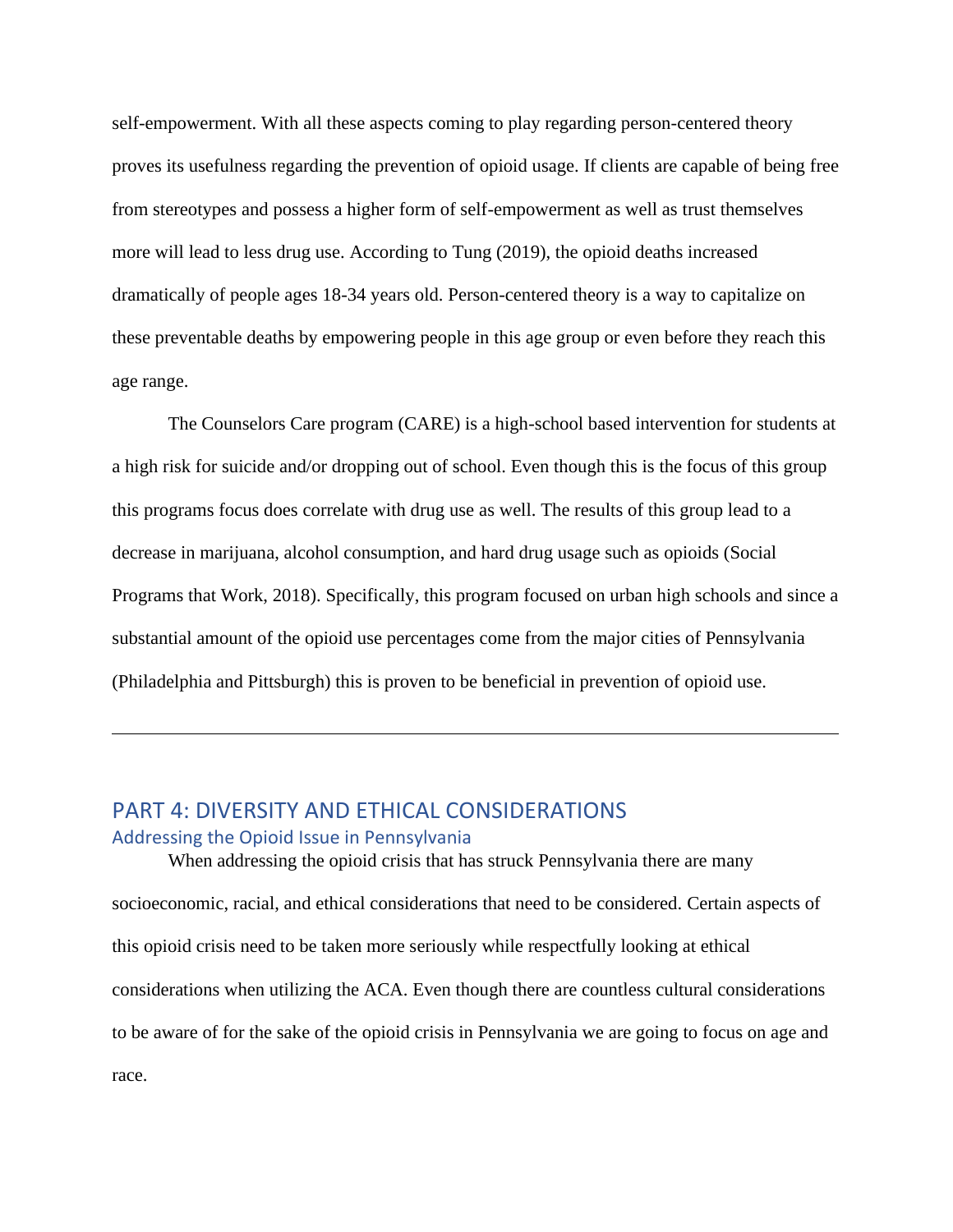self-empowerment. With all these aspects coming to play regarding person-centered theory proves its usefulness regarding the prevention of opioid usage. If clients are capable of being free from stereotypes and possess a higher form of self-empowerment as well as trust themselves more will lead to less drug use. According to Tung (2019), the opioid deaths increased dramatically of people ages 18-34 years old. Person-centered theory is a way to capitalize on these preventable deaths by empowering people in this age group or even before they reach this age range.

The Counselors Care program (CARE) is a high-school based intervention for students at a high risk for suicide and/or dropping out of school. Even though this is the focus of this group this programs focus does correlate with drug use as well. The results of this group lead to a decrease in marijuana, alcohol consumption, and hard drug usage such as opioids (Social Programs that Work, 2018). Specifically, this program focused on urban high schools and since a substantial amount of the opioid use percentages come from the major cities of Pennsylvania (Philadelphia and Pittsburgh) this is proven to be beneficial in prevention of opioid use.

---

## PART 4: DIVERSITY AND ETHICAL CONSIDERATIONS

### Addressing the Opioid Issue in Pennsylvania

When addressing the opioid crisis that has struck Pennsylvania there are many socioeconomic, racial, and ethical considerations that need to be considered. Certain aspects of this opioid crisis need to be taken more seriously while respectfully looking at ethical considerations when utilizing the ACA. Even though there are countless cultural considerations to be aware of for the sake of the opioid crisis in Pennsylvania we are going to focus on age and race.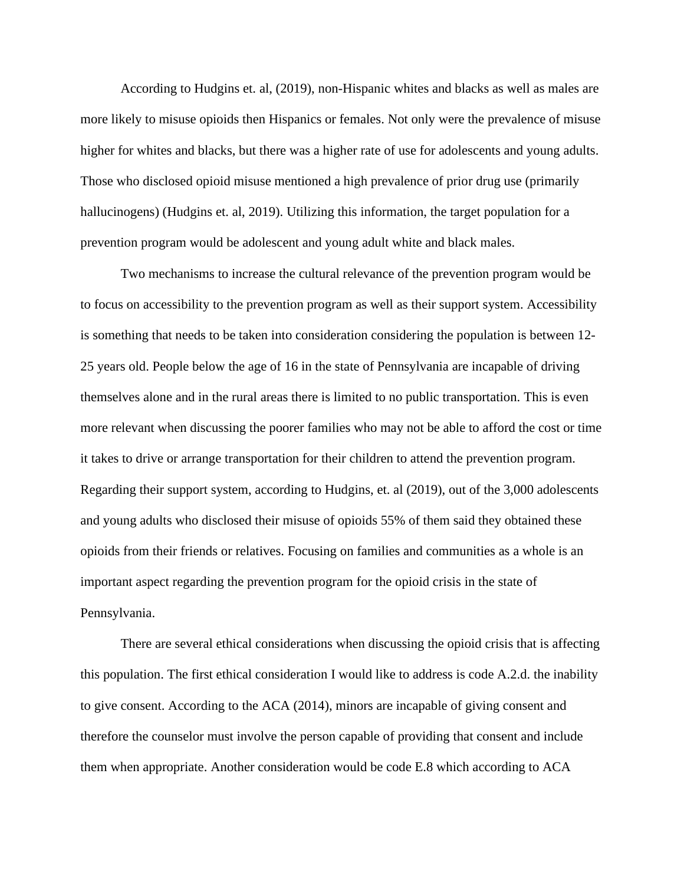According to Hudgins et. al, (2019), non-Hispanic whites and blacks as well as males are more likely to misuse opioids then Hispanics or females. Not only were the prevalence of misuse higher for whites and blacks, but there was a higher rate of use for adolescents and young adults. Those who disclosed opioid misuse mentioned a high prevalence of prior drug use (primarily hallucinogens) (Hudgins et. al, 2019). Utilizing this information, the target population for a prevention program would be adolescent and young adult white and black males.

Two mechanisms to increase the cultural relevance of the prevention program would be to focus on accessibility to the prevention program as well as their support system. Accessibility is something that needs to be taken into consideration considering the population is between 12-25 years old. People below the age of 16 in the state of Pennsylvania are incapable of driving themselves alone and in the rural areas there is limited to no public transportation. This is even more relevant when discussing the poorer families who may not be able to afford the cost or time it takes to drive or arrange transportation for their children to attend the prevention program. Regarding their support system, according to Hudgins, et. al (2019), out of the 3,000 adolescents and young adults who disclosed their misuse of opioids 55% of them said they obtained these opioids from their friends or relatives. Focusing on families and communities as a whole is an important aspect regarding the prevention program for the opioid crisis in the state of Pennsylvania.

There are several ethical considerations when discussing the opioid crisis that is affecting this population. The first ethical consideration I would like to address is code A.2.d. the inability to give consent. According to the ACA (2014), minors are incapable of giving consent and therefore the counselor must involve the person capable of providing that consent and include them when appropriate. Another consideration would be code E.8 which according to ACA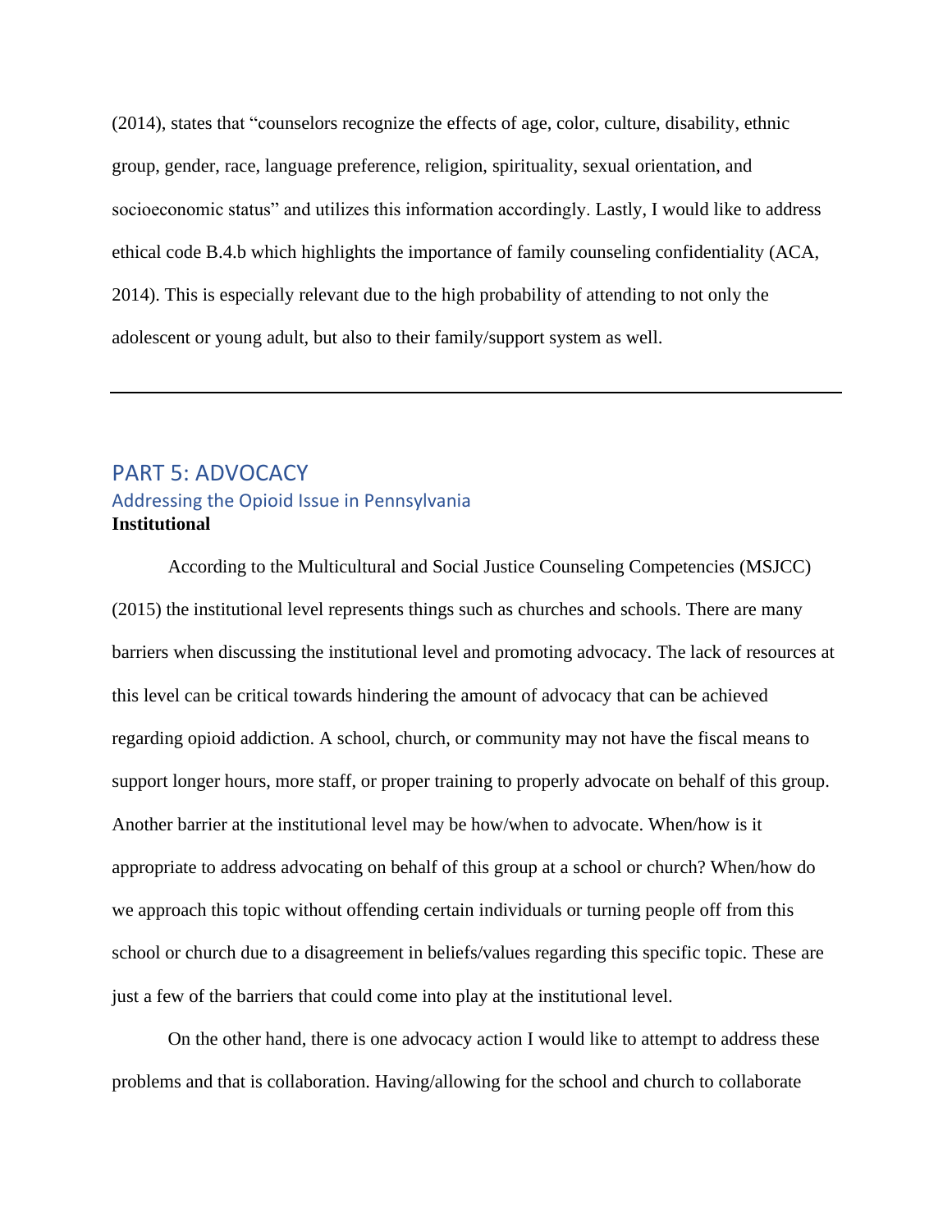(2014), states that "counselors recognize the effects of age, color, culture, disability, ethnic group, gender, race, language preference, religion, spirituality, sexual orientation, and socioeconomic status" and utilizes this information accordingly. Lastly, I would like to address ethical code B.4.b which highlights the importance of family counseling confidentiality (ACA, 2014). This is especially relevant due to the high probability of attending to not only the adolescent or young adult, but also to their family/support system as well.

---

# PART 5: ADVOCACY

## Addressing the Opioid Issue in Pennsylvania

**Institutional**

According to the Multicultural and Social Justice Counseling Competencies (MSJCC) (2015) the institutional level represents things such as churches and schools. There are many barriers when discussing the institutional level and promoting advocacy. The lack of resources at this level can be critical towards hindering the amount of advocacy that can be achieved regarding opioid addiction. A school, church, or community may not have the fiscal means to support longer hours, more staff, or proper training to properly advocate on behalf of this group. Another barrier at the institutional level may be how/when to advocate. When/how is it appropriate to address advocating on behalf of this group at a school or church? When/how do we approach this topic without offending certain individuals or turning people off from this school or church due to a disagreement in beliefs/values regarding this specific topic. These are just a few of the barriers that could come into play at the institutional level.

On the other hand, there is one advocacy action I would like to attempt to address these problems and that is collaboration. Having/allowing for the school and church to collaborate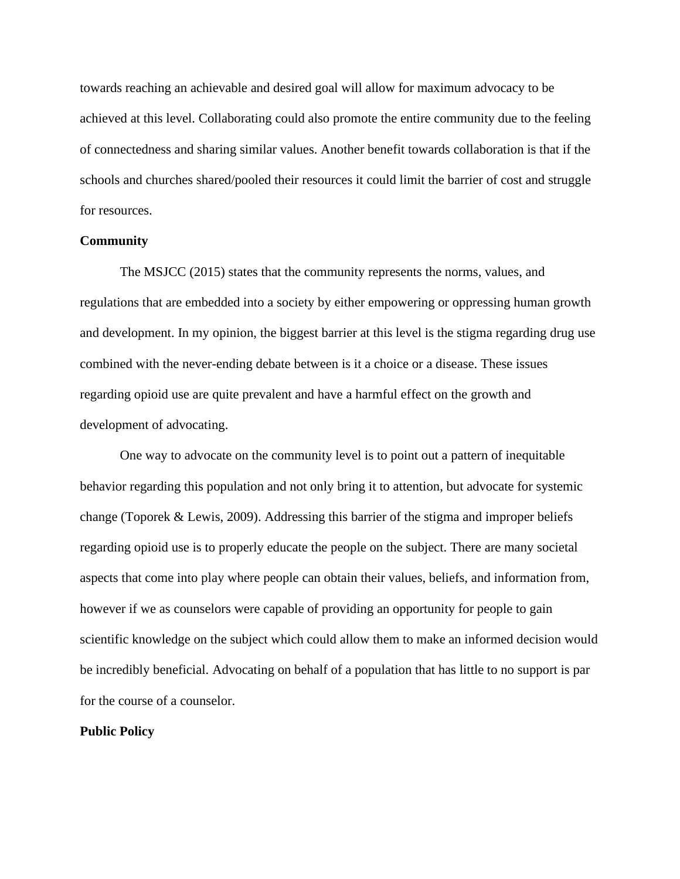towards reaching an achievable and desired goal will allow for maximum advocacy to be achieved at this level. Collaborating could also promote the entire community due to the feeling of connectedness and sharing similar values. Another benefit towards collaboration is that if the schools and churches shared/pooled their resources it could limit the barrier of cost and struggle for resources.

**Community**

The MSJCC (2015) states that the community represents the norms, values, and regulations that are embedded into a society by either empowering or oppressing human growth and development. In my opinion, the biggest barrier at this level is the stigma regarding drug use combined with the never-ending debate between is it a choice or a disease. These issues regarding opioid use are quite prevalent and have a harmful effect on the growth and development of advocating.

One way to advocate on the community level is to point out a pattern of inequitable behavior regarding this population and not only bring it to attention, but advocate for systemic change (Toporek & Lewis, 2009). Addressing this barrier of the stigma and improper beliefs regarding opioid use is to properly educate the people on the subject. There are many societal aspects that come into play where people can obtain their values, beliefs, and information from, however if we as counselors were capable of providing an opportunity for people to gain scientific knowledge on the subject which could allow them to make an informed decision would be incredibly beneficial. Advocating on behalf of a population that has little to no support is par for the course of a counselor.

**Public Policy**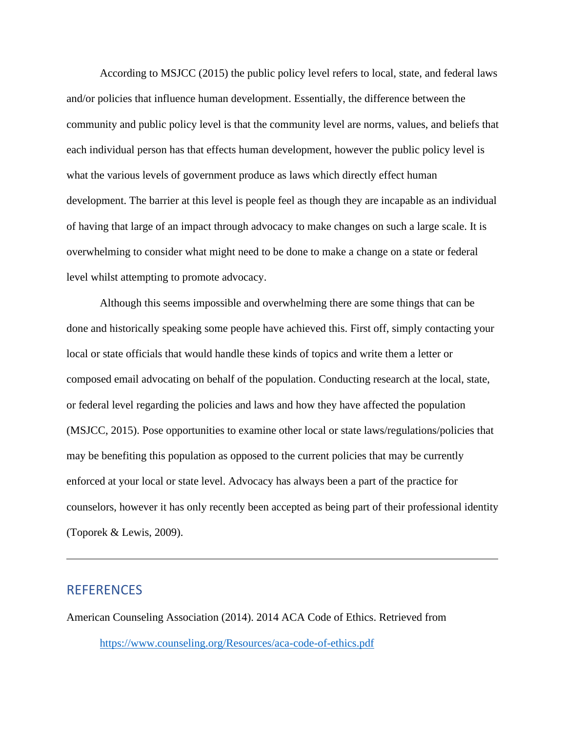According to MSJCC (2015) the public policy level refers to local, state, and federal laws and/or policies that influence human development. Essentially, the difference between the community and public policy level is that the community level are norms, values, and beliefs that each individual person has that effects human development, however the public policy level is what the various levels of government produce as laws which directly effect human development. The barrier at this level is people feel as though they are incapable as an individual of having that large of an impact through advocacy to make changes on such a large scale. It is overwhelming to consider what might need to be done to make a change on a state or federal level whilst attempting to promote advocacy.

Although this seems impossible and overwhelming there are some things that can be done and historically speaking some people have achieved this. First off, simply contacting your local or state officials that would handle these kinds of topics and write them a letter or composed email advocating on behalf of the population. Conducting research at the local, state, or federal level regarding the policies and laws and how they have affected the population (MSJCC, 2015). Pose opportunities to examine other local or state laws/regulations/policies that may be benefiting this population as opposed to the current policies that may be currently enforced at your local or state level. Advocacy has always been a part of the practice for counselors, however it has only recently been accepted as being part of their professional identity (Toporek & Lewis, 2009).

---

## REFERENCES

American Counseling Association (2014). 2014 ACA Code of Ethics. Retrieved from https://www.counseling.org/Resources/aca-code-of-ethics.pdf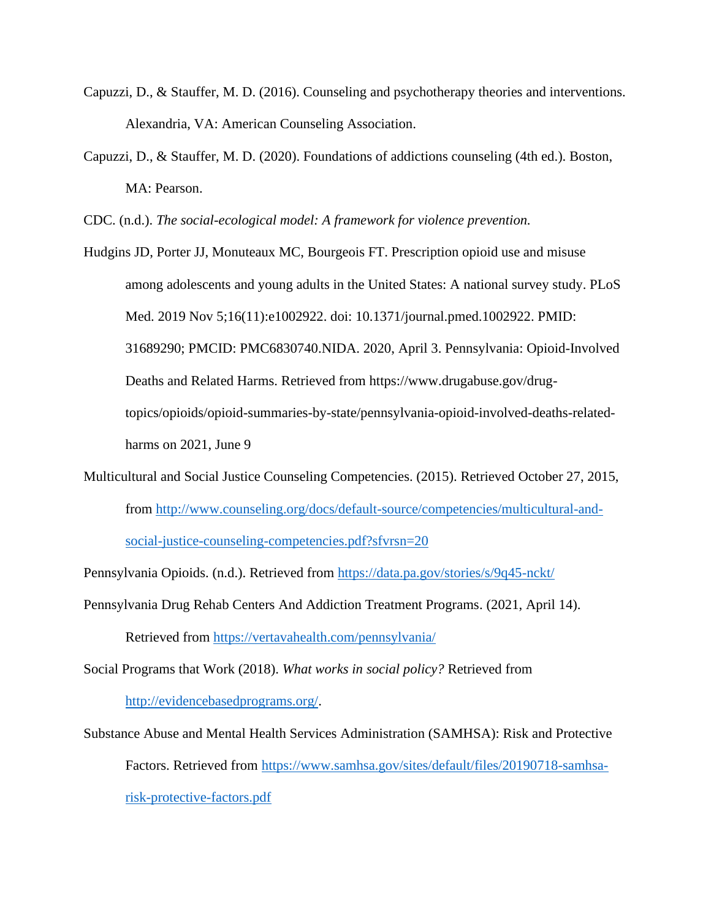Capuzzi, D., & Stauffer, M. D. (2016). Counseling and psychotherapy theories and interventions. Alexandria, VA: American Counseling Association.

Capuzzi, D., & Stauffer, M. D. (2020). Foundations of addictions counseling (4th ed.). Boston, MA: Pearson.

CDC. (n.d.). *The social-ecological model: A framework for violence prevention.*

Hudgins JD, Porter JJ, Monuteaux MC, Bourgeois FT. Prescription opioid use and misuse among adolescents and young adults in the United States: A national survey study. PLoS Med. 2019 Nov 5;16(11):e1002922. doi: 10.1371/journal.pmed.1002922. PMID: 31689290; PMCID: PMC6830740.NIDA. 2020, April 3. Pennsylvania: Opioid-Involved Deaths and Related Harms. Retrieved from https://www.drugabuse.gov/drug-topics/opioids/opioid-summaries-by-state/pennsylvania-opioid-involved-deaths-related-harms on 2021, June 9

Multicultural and Social Justice Counseling Competencies. (2015). Retrieved October 27, 2015, from http://www.counseling.org/docs/default-source/competencies/multicultural-and-social-justice-counseling-competencies.pdf?sfvrsn=20

Pennsylvania Opioids. (n.d.). Retrieved from https://data.pa.gov/stories/s/9q45-nckt/

Pennsylvania Drug Rehab Centers And Addiction Treatment Programs. (2021, April 14). Retrieved from https://vertavahealth.com/pennsylvania/

Social Programs that Work (2018). *What works in social policy?* Retrieved from http://evidencebasedprograms.org/.

Substance Abuse and Mental Health Services Administration (SAMHSA): Risk and Protective Factors. Retrieved from https://www.samhsa.gov/sites/default/files/20190718-samhsa-risk-protective-factors.pdf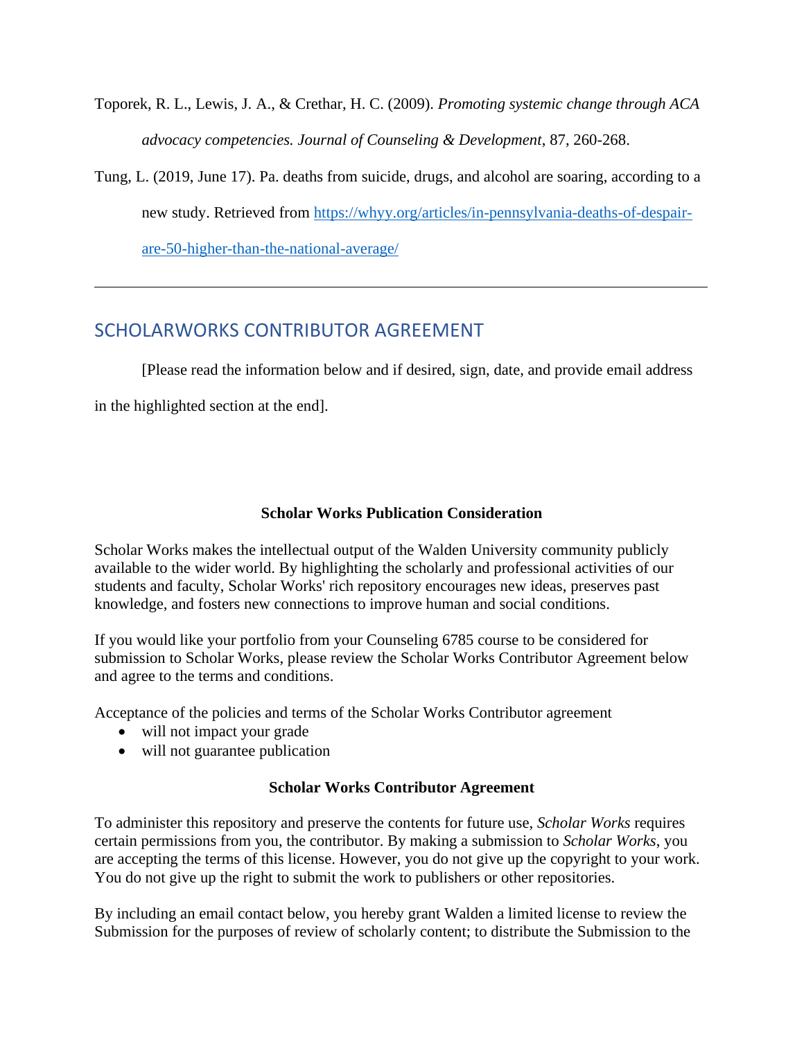Toporek, R. L., Lewis, J. A., & Crethar, H. C. (2009). *Promoting systemic change through ACA advocacy competencies. Journal of Counseling & Development*, 87, 260-268.

Tung, L. (2019, June 17). Pa. deaths from suicide, drugs, and alcohol are soaring, according to a new study. Retrieved from [https://whyy.org/articles/in-pennsylvania-deaths-of-despair-are-50-higher-than-the-national-average/](https://whyy.org/articles/in-pennsylvania-deaths-of-despair-are-50-higher-than-the-national-average/)

---

## SCHOLARWORKS CONTRIBUTOR AGREEMENT

[Please read the information below and if desired, sign, date, and provide email address in the highlighted section at the end].

**Scholar Works Publication Consideration**

Scholar Works makes the intellectual output of the Walden University community publicly available to the wider world. By highlighting the scholarly and professional activities of our students and faculty, Scholar Works' rich repository encourages new ideas, preserves past knowledge, and fosters new connections to improve human and social conditions.

If you would like your portfolio from your Counseling 6785 course to be considered for submission to Scholar Works, please review the Scholar Works Contributor Agreement below and agree to the terms and conditions.

Acceptance of the policies and terms of the Scholar Works Contributor agreement

- will not impact your grade
- will not guarantee publication

**Scholar Works Contributor Agreement**

To administer this repository and preserve the contents for future use, *Scholar Works* requires certain permissions from you, the contributor. By making a submission to *Scholar Works*, you are accepting the terms of this license. However, you do not give up the copyright to your work. You do not give up the right to submit the work to publishers or other repositories.

By including an email contact below, you hereby grant Walden a limited license to review the Submission for the purposes of review of scholarly content; to distribute the Submission to the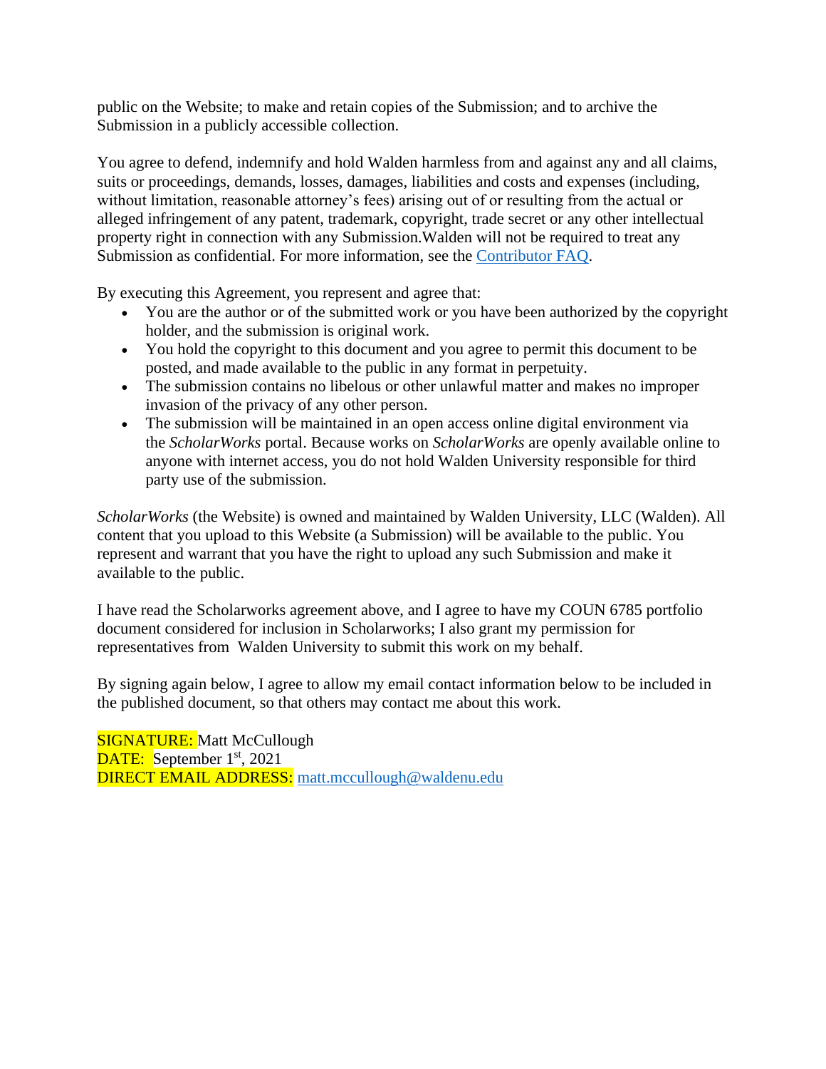public on the Website; to make and retain copies of the Submission; and to archive the Submission in a publicly accessible collection.

You agree to defend, indemnify and hold Walden harmless from and against any and all claims, suits or proceedings, demands, losses, damages, liabilities and costs and expenses (including, without limitation, reasonable attorney's fees) arising out of or resulting from the actual or alleged infringement of any patent, trademark, copyright, trade secret or any other intellectual property right in connection with any Submission.Walden will not be required to treat any Submission as confidential. For more information, see the Contributor FAQ.

By executing this Agreement, you represent and agree that:

- You are the author or of the submitted work or you have been authorized by the copyright holder, and the submission is original work.
- You hold the copyright to this document and you agree to permit this document to be posted, and made available to the public in any format in perpetuity.
- The submission contains no libelous or other unlawful matter and makes no improper invasion of the privacy of any other person.
- The submission will be maintained in an open access online digital environment via the *ScholarWorks* portal. Because works on *ScholarWorks* are openly available online to anyone with internet access, you do not hold Walden University responsible for third party use of the submission.

*ScholarWorks* (the Website) is owned and maintained by Walden University, LLC (Walden). All content that you upload to this Website (a Submission) will be available to the public. You represent and warrant that you have the right to upload any such Submission and make it available to the public.

I have read the Scholarworks agreement above, and I agree to have my COUN 6785 portfolio document considered for inclusion in Scholarworks; I also grant my permission for representatives from Walden University to submit this work on my behalf.

By signing again below, I agree to allow my email contact information below to be included in the published document, so that others may contact me about this work.

SIGNATURE: Matt McCullough
DATE: September 1st, 2021
DIRECT EMAIL ADDRESS: matt.mccullough@waldenu.edu